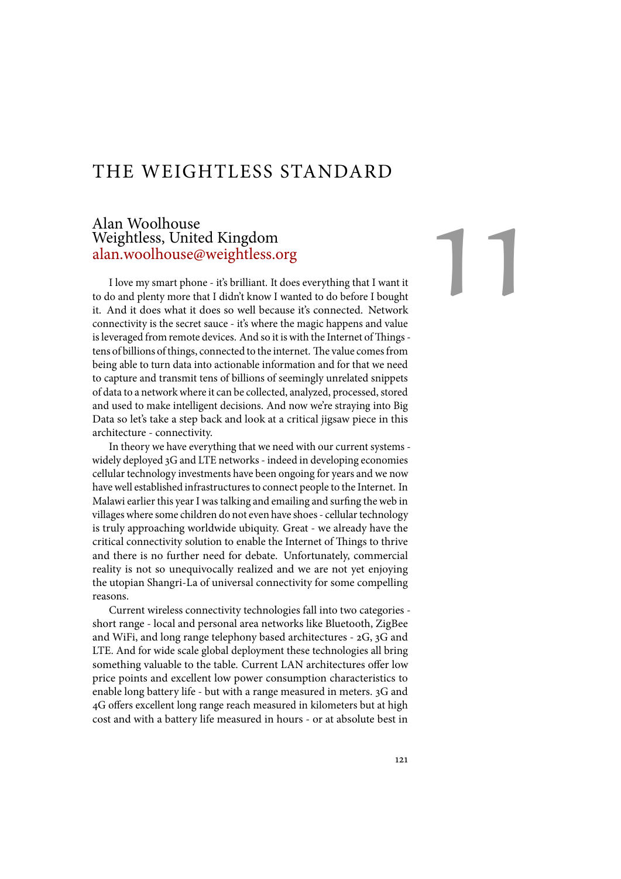# THE WEIGHTLESS STANDARD

Alan Woolhouse
Weightless, United Kingdom
alan.woolhouse@weightless.org

11

I love my smart phone - it's brilliant. It does everything that I want it to do and plenty more that I didn't know I wanted to do before I bought it. And it does what it does so well because it's connected. Network connectivity is the secret sauce - it's where the magic happens and value is leveraged from remote devices. And so it is with the Internet of Things - tens of billions of things, connected to the internet. The value comes from being able to turn data into actionable information and for that we need to capture and transmit tens of billions of seemingly unrelated snippets of data to a network where it can be collected, analyzed, processed, stored and used to make intelligent decisions. And now we're straying into Big Data so let's take a step back and look at a critical jigsaw piece in this architecture - connectivity.

In theory we have everything that we need with our current systems - widely deployed 3G and LTE networks - indeed in developing economies cellular technology investments have been ongoing for years and we now have well established infrastructures to connect people to the Internet. In Malawi earlier this year I was talking and emailing and surfing the web in villages where some children do not even have shoes - cellular technology is truly approaching worldwide ubiquity. Great - we already have the critical connectivity solution to enable the Internet of Things to thrive and there is no further need for debate. Unfortunately, commercial reality is not so unequivocally realized and we are not yet enjoying the utopian Shangri-La of universal connectivity for some compelling reasons.

Current wireless connectivity technologies fall into two categories - short range - local and personal area networks like Bluetooth, ZigBee and WiFi, and long range telephony based architectures - 2G, 3G and LTE. And for wide scale global deployment these technologies all bring something valuable to the table. Current LAN architectures offer low price points and excellent low power consumption characteristics to enable long battery life - but with a range measured in meters. 3G and 4G offers excellent long range reach measured in kilometers but at high cost and with a battery life measured in hours - or at absolute best in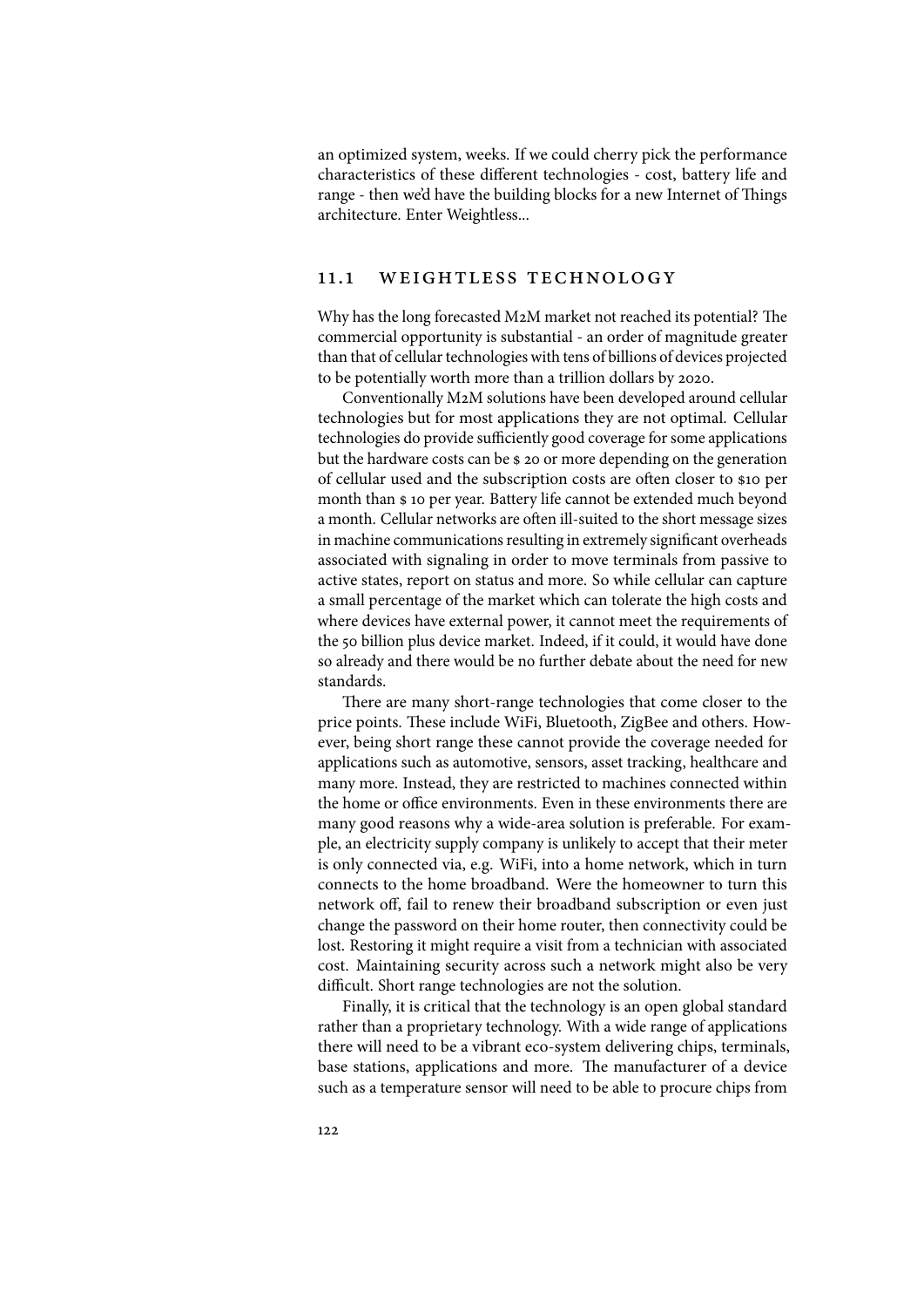an optimized system, weeks. If we could cherry pick the performance characteristics of these different technologies - cost, battery life and range - then we'd have the building blocks for a new Internet of Things architecture. Enter Weightless...

## 11.1 WEIGHTLESS TECHNOLOGY

Why has the long forecasted M2M market not reached its potential? The commercial opportunity is substantial - an order of magnitude greater than that of cellular technologies with tens of billions of devices projected to be potentially worth more than a trillion dollars by 2020.

Conventionally M2M solutions have been developed around cellular technologies but for most applications they are not optimal. Cellular technologies do provide sufficiently good coverage for some applications but the hardware costs can be $ 20 or more depending on the generation of cellular used and the subscription costs are often closer to $10 per month than $ 10 per year. Battery life cannot be extended much beyond a month. Cellular networks are often ill-suited to the short message sizes in machine communications resulting in extremely significant overheads associated with signaling in order to move terminals from passive to active states, report on status and more. So while cellular can capture a small percentage of the market which can tolerate the high costs and where devices have external power, it cannot meet the requirements of the 50 billion plus device market. Indeed, if it could, it would have done so already and there would be no further debate about the need for new standards.

There are many short-range technologies that come closer to the price points. These include WiFi, Bluetooth, ZigBee and others. However, being short range these cannot provide the coverage needed for applications such as automotive, sensors, asset tracking, healthcare and many more. Instead, they are restricted to machines connected within the home or office environments. Even in these environments there are many good reasons why a wide-area solution is preferable. For example, an electricity supply company is unlikely to accept that their meter is only connected via, e.g. WiFi, into a home network, which in turn connects to the home broadband. Were the homeowner to turn this network off, fail to renew their broadband subscription or even just change the password on their home router, then connectivity could be lost. Restoring it might require a visit from a technician with associated cost. Maintaining security across such a network might also be very difficult. Short range technologies are not the solution.

Finally, it is critical that the technology is an open global standard rather than a proprietary technology. With a wide range of applications there will need to be a vibrant eco-system delivering chips, terminals, base stations, applications and more. The manufacturer of a device such as a temperature sensor will need to be able to procure chips from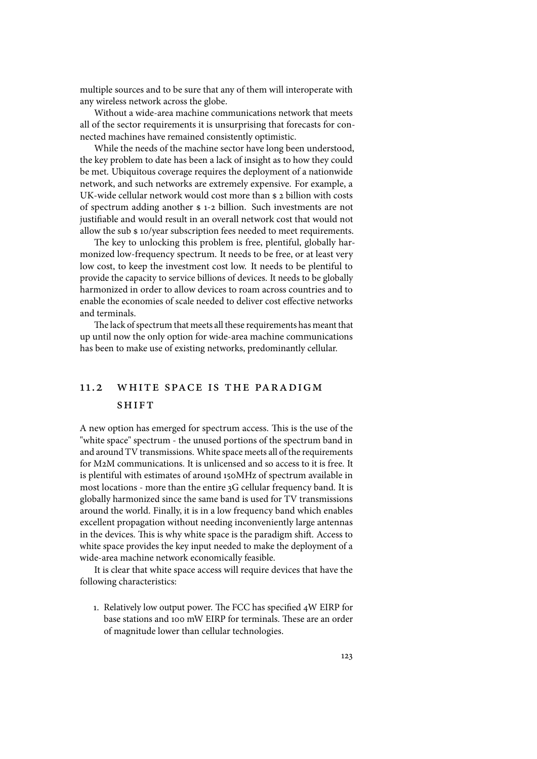multiple sources and to be sure that any of them will interoperate with any wireless network across the globe.

Without a wide-area machine communications network that meets all of the sector requirements it is unsurprising that forecasts for connected machines have remained consistently optimistic.

While the needs of the machine sector have long been understood, the key problem to date has been a lack of insight as to how they could be met. Ubiquitous coverage requires the deployment of a nationwide network, and such networks are extremely expensive. For example, a UK-wide cellular network would cost more than $ 2 billion with costs of spectrum adding another $ 1-2 billion. Such investments are not justifiable and would result in an overall network cost that would not allow the sub $ 10/year subscription fees needed to meet requirements.

The key to unlocking this problem is free, plentiful, globally harmonized low-frequency spectrum. It needs to be free, or at least very low cost, to keep the investment cost low. It needs to be plentiful to provide the capacity to service billions of devices. It needs to be globally harmonized in order to allow devices to roam across countries and to enable the economies of scale needed to deliver cost effective networks and terminals.

The lack of spectrum that meets all these requirements has meant that up until now the only option for wide-area machine communications has been to make use of existing networks, predominantly cellular.

## 11.2 WHITE SPACE IS THE PARADIGM SHIFT

A new option has emerged for spectrum access. This is the use of the "white space" spectrum - the unused portions of the spectrum band in and around TV transmissions. White space meets all of the requirements for M2M communications. It is unlicensed and so access to it is free. It is plentiful with estimates of around 150MHz of spectrum available in most locations - more than the entire 3G cellular frequency band. It is globally harmonized since the same band is used for TV transmissions around the world. Finally, it is in a low frequency band which enables excellent propagation without needing inconveniently large antennas in the devices. This is why white space is the paradigm shift. Access to white space provides the key input needed to make the deployment of a wide-area machine network economically feasible.

It is clear that white space access will require devices that have the following characteristics:

1. Relatively low output power. The FCC has specified 4W EIRP for base stations and 100 mW EIRP for terminals. These are an order of magnitude lower than cellular technologies.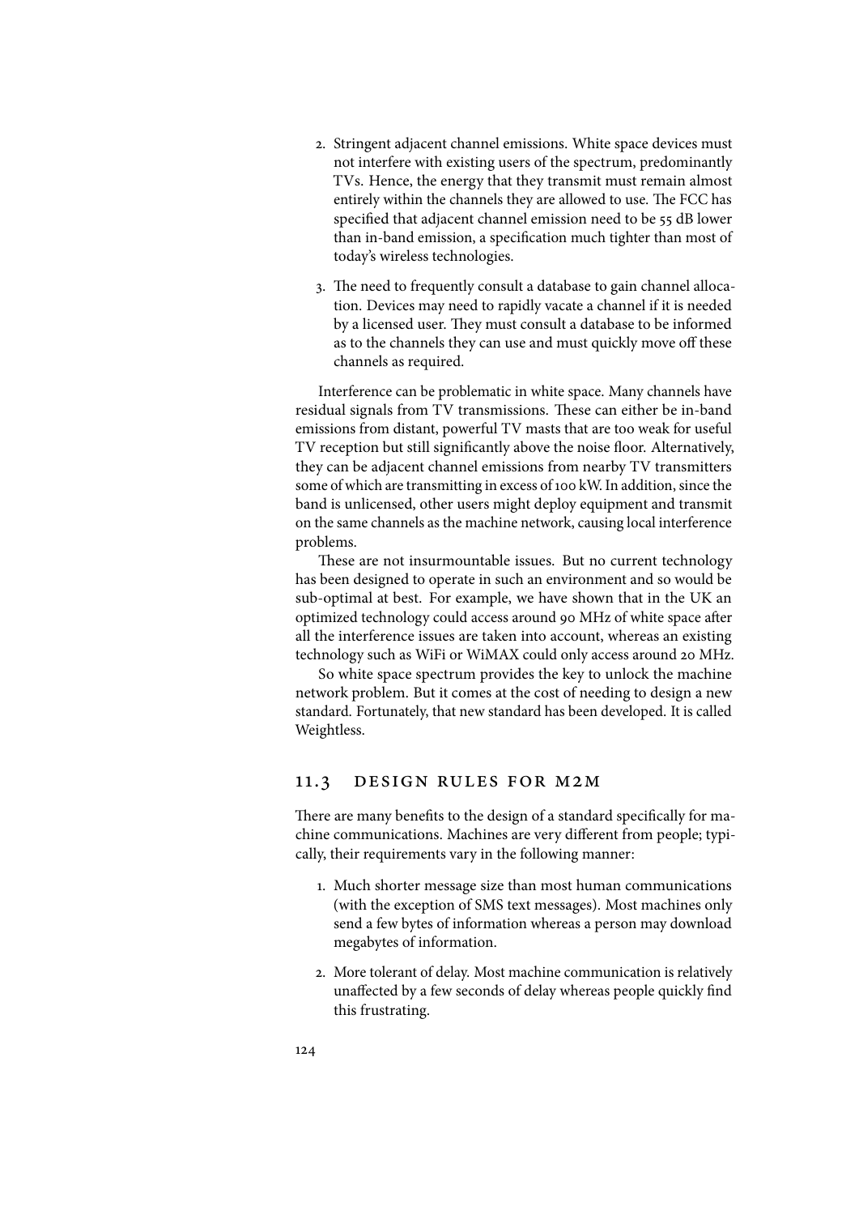2. Stringent adjacent channel emissions. White space devices must not interfere with existing users of the spectrum, predominantly TVs. Hence, the energy that they transmit must remain almost entirely within the channels they are allowed to use. The FCC has specified that adjacent channel emission need to be 55 dB lower than in-band emission, a specification much tighter than most of today's wireless technologies.

3. The need to frequently consult a database to gain channel allocation. Devices may need to rapidly vacate a channel if it is needed by a licensed user. They must consult a database to be informed as to the channels they can use and must quickly move off these channels as required.

Interference can be problematic in white space. Many channels have residual signals from TV transmissions. These can either be in-band emissions from distant, powerful TV masts that are too weak for useful TV reception but still significantly above the noise floor. Alternatively, they can be adjacent channel emissions from nearby TV transmitters some of which are transmitting in excess of 100 kW. In addition, since the band is unlicensed, other users might deploy equipment and transmit on the same channels as the machine network, causing local interference problems.

These are not insurmountable issues. But no current technology has been designed to operate in such an environment and so would be sub-optimal at best. For example, we have shown that in the UK an optimized technology could access around 90 MHz of white space after all the interference issues are taken into account, whereas an existing technology such as WiFi or WiMAX could only access around 20 MHz.

So white space spectrum provides the key to unlock the machine network problem. But it comes at the cost of needing to design a new standard. Fortunately, that new standard has been developed. It is called Weightless.

## 11.3 DESIGN RULES FOR M2M

There are many benefits to the design of a standard specifically for machine communications. Machines are very different from people; typically, their requirements vary in the following manner:

1. Much shorter message size than most human communications (with the exception of SMS text messages). Most machines only send a few bytes of information whereas a person may download megabytes of information.

2. More tolerant of delay. Most machine communication is relatively unaffected by a few seconds of delay whereas people quickly find this frustrating.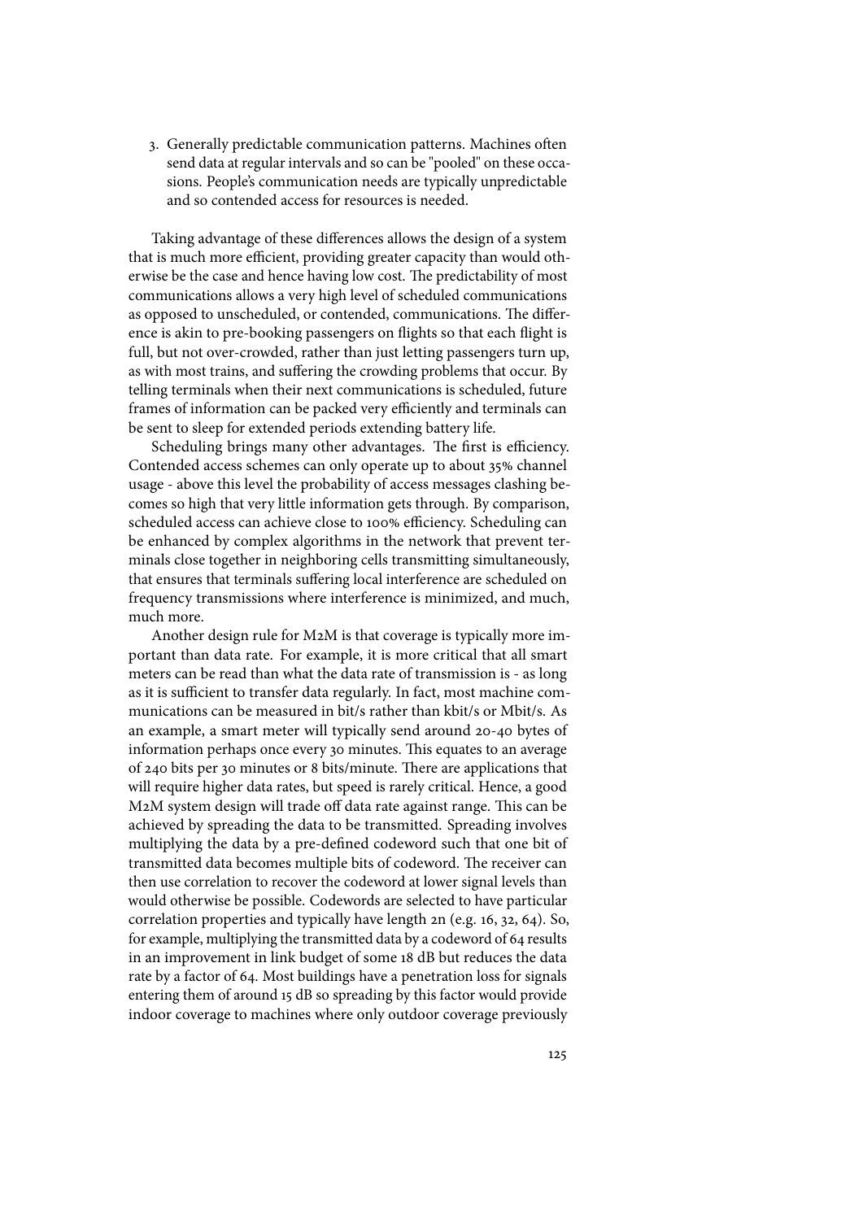3. Generally predictable communication patterns. Machines often send data at regular intervals and so can be "pooled" on these occasions. People's communication needs are typically unpredictable and so contended access for resources is needed.

Taking advantage of these differences allows the design of a system that is much more efficient, providing greater capacity than would otherwise be the case and hence having low cost. The predictability of most communications allows a very high level of scheduled communications as opposed to unscheduled, or contended, communications. The difference is akin to pre-booking passengers on flights so that each flight is full, but not over-crowded, rather than just letting passengers turn up, as with most trains, and suffering the crowding problems that occur. By telling terminals when their next communications is scheduled, future frames of information can be packed very efficiently and terminals can be sent to sleep for extended periods extending battery life.

Scheduling brings many other advantages. The first is efficiency. Contended access schemes can only operate up to about 35% channel usage - above this level the probability of access messages clashing becomes so high that very little information gets through. By comparison, scheduled access can achieve close to 100% efficiency. Scheduling can be enhanced by complex algorithms in the network that prevent terminals close together in neighboring cells transmitting simultaneously, that ensures that terminals suffering local interference are scheduled on frequency transmissions where interference is minimized, and much, much more.

Another design rule for M2M is that coverage is typically more important than data rate. For example, it is more critical that all smart meters can be read than what the data rate of transmission is - as long as it is sufficient to transfer data regularly. In fact, most machine communications can be measured in bit/s rather than kbit/s or Mbit/s. As an example, a smart meter will typically send around 20-40 bytes of information perhaps once every 30 minutes. This equates to an average of 240 bits per 30 minutes or 8 bits/minute. There are applications that will require higher data rates, but speed is rarely critical. Hence, a good M2M system design will trade off data rate against range. This can be achieved by spreading the data to be transmitted. Spreading involves multiplying the data by a pre-defined codeword such that one bit of transmitted data becomes multiple bits of codeword. The receiver can then use correlation to recover the codeword at lower signal levels than would otherwise be possible. Codewords are selected to have particular correlation properties and typically have length 2n (e.g. 16, 32, 64). So, for example, multiplying the transmitted data by a codeword of 64 results in an improvement in link budget of some 18 dB but reduces the data rate by a factor of 64. Most buildings have a penetration loss for signals entering them of around 15 dB so spreading by this factor would provide indoor coverage to machines where only outdoor coverage previously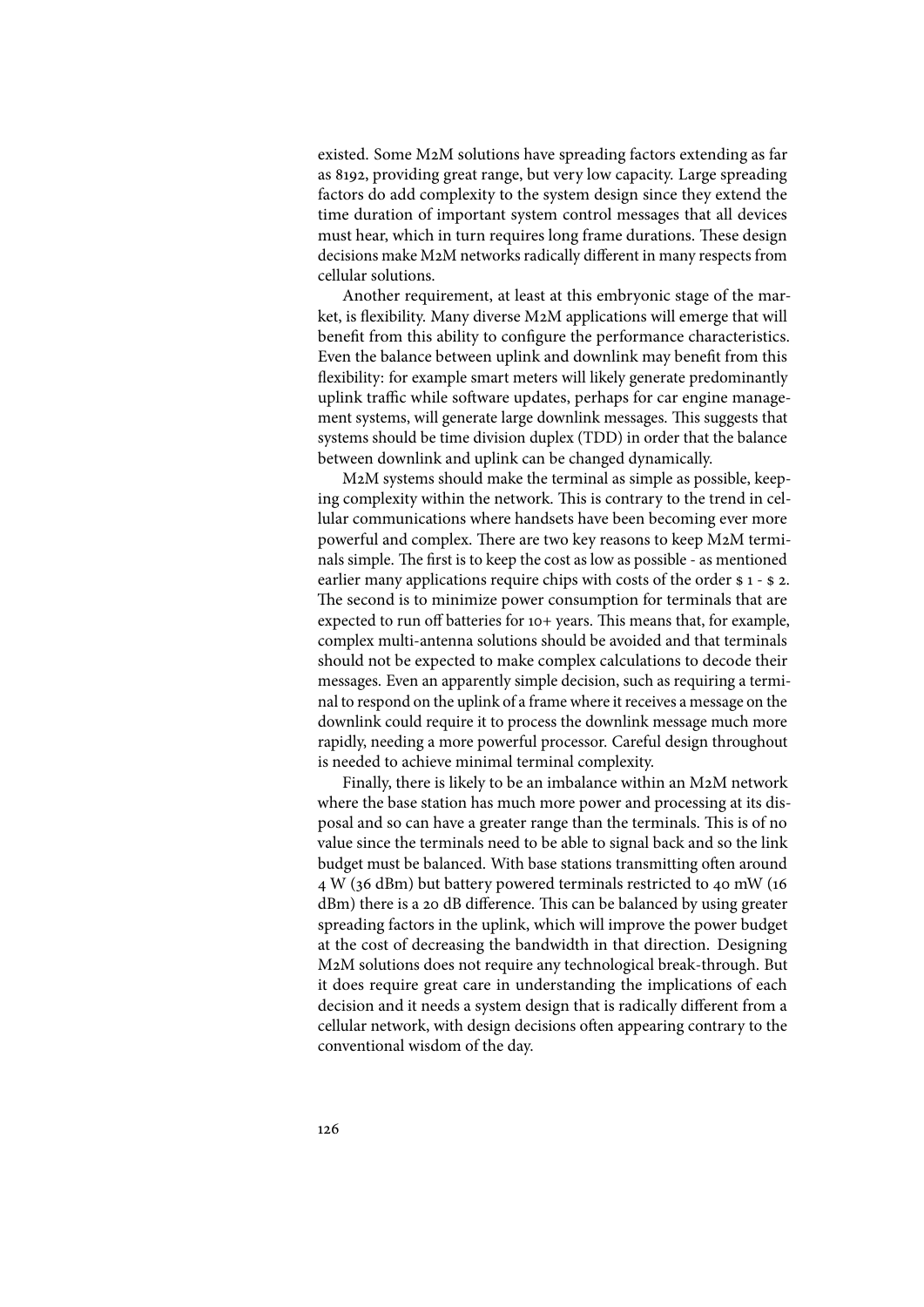existed. Some M2M solutions have spreading factors extending as far as 8192, providing great range, but very low capacity. Large spreading factors do add complexity to the system design since they extend the time duration of important system control messages that all devices must hear, which in turn requires long frame durations. These design decisions make M2M networks radically different in many respects from cellular solutions.

Another requirement, at least at this embryonic stage of the market, is flexibility. Many diverse M2M applications will emerge that will benefit from this ability to configure the performance characteristics. Even the balance between uplink and downlink may benefit from this flexibility: for example smart meters will likely generate predominantly uplink traffic while software updates, perhaps for car engine management systems, will generate large downlink messages. This suggests that systems should be time division duplex (TDD) in order that the balance between downlink and uplink can be changed dynamically.

M2M systems should make the terminal as simple as possible, keeping complexity within the network. This is contrary to the trend in cellular communications where handsets have been becoming ever more powerful and complex. There are two key reasons to keep M2M terminals simple. The first is to keep the cost as low as possible - as mentioned earlier many applications require chips with costs of the order $ 1 - $ 2. The second is to minimize power consumption for terminals that are expected to run off batteries for 10+ years. This means that, for example, complex multi-antenna solutions should be avoided and that terminals should not be expected to make complex calculations to decode their messages. Even an apparently simple decision, such as requiring a terminal to respond on the uplink of a frame where it receives a message on the downlink could require it to process the downlink message much more rapidly, needing a more powerful processor. Careful design throughout is needed to achieve minimal terminal complexity.

Finally, there is likely to be an imbalance within an M2M network where the base station has much more power and processing at its disposal and so can have a greater range than the terminals. This is of no value since the terminals need to be able to signal back and so the link budget must be balanced. With base stations transmitting often around 4 W (36 dBm) but battery powered terminals restricted to 40 mW (16 dBm) there is a 20 dB difference. This can be balanced by using greater spreading factors in the uplink, which will improve the power budget at the cost of decreasing the bandwidth in that direction. Designing M2M solutions does not require any technological break-through. But it does require great care in understanding the implications of each decision and it needs a system design that is radically different from a cellular network, with design decisions often appearing contrary to the conventional wisdom of the day.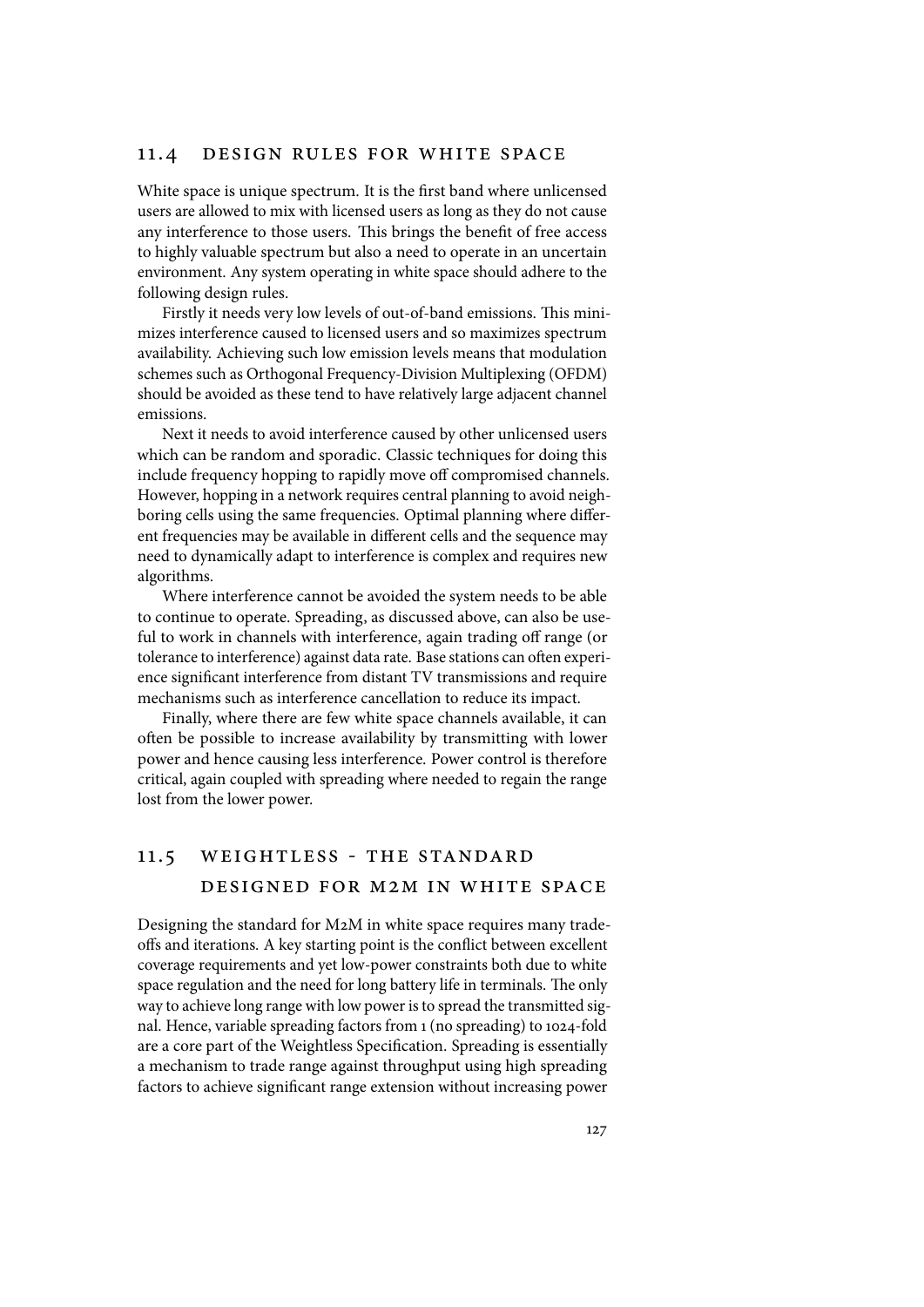## 11.4 DESIGN RULES FOR WHITE SPACE

White space is unique spectrum. It is the first band where unlicensed users are allowed to mix with licensed users as long as they do not cause any interference to those users. This brings the benefit of free access to highly valuable spectrum but also a need to operate in an uncertain environment. Any system operating in white space should adhere to the following design rules.

Firstly it needs very low levels of out-of-band emissions. This minimizes interference caused to licensed users and so maximizes spectrum availability. Achieving such low emission levels means that modulation schemes such as Orthogonal Frequency-Division Multiplexing (OFDM) should be avoided as these tend to have relatively large adjacent channel emissions.

Next it needs to avoid interference caused by other unlicensed users which can be random and sporadic. Classic techniques for doing this include frequency hopping to rapidly move off compromised channels. However, hopping in a network requires central planning to avoid neighboring cells using the same frequencies. Optimal planning where different frequencies may be available in different cells and the sequence may need to dynamically adapt to interference is complex and requires new algorithms.

Where interference cannot be avoided the system needs to be able to continue to operate. Spreading, as discussed above, can also be useful to work in channels with interference, again trading off range (or tolerance to interference) against data rate. Base stations can often experience significant interference from distant TV transmissions and require mechanisms such as interference cancellation to reduce its impact.

Finally, where there are few white space channels available, it can often be possible to increase availability by transmitting with lower power and hence causing less interference. Power control is therefore critical, again coupled with spreading where needed to regain the range lost from the lower power.

## 11.5 WEIGHTLESS - THE STANDARD DESIGNED FOR M2M IN WHITE SPACE

Designing the standard for M2M in white space requires many trade-offs and iterations. A key starting point is the conflict between excellent coverage requirements and yet low-power constraints both due to white space regulation and the need for long battery life in terminals. The only way to achieve long range with low power is to spread the transmitted signal. Hence, variable spreading factors from 1 (no spreading) to 1024-fold are a core part of the Weightless Specification. Spreading is essentially a mechanism to trade range against throughput using high spreading factors to achieve significant range extension without increasing power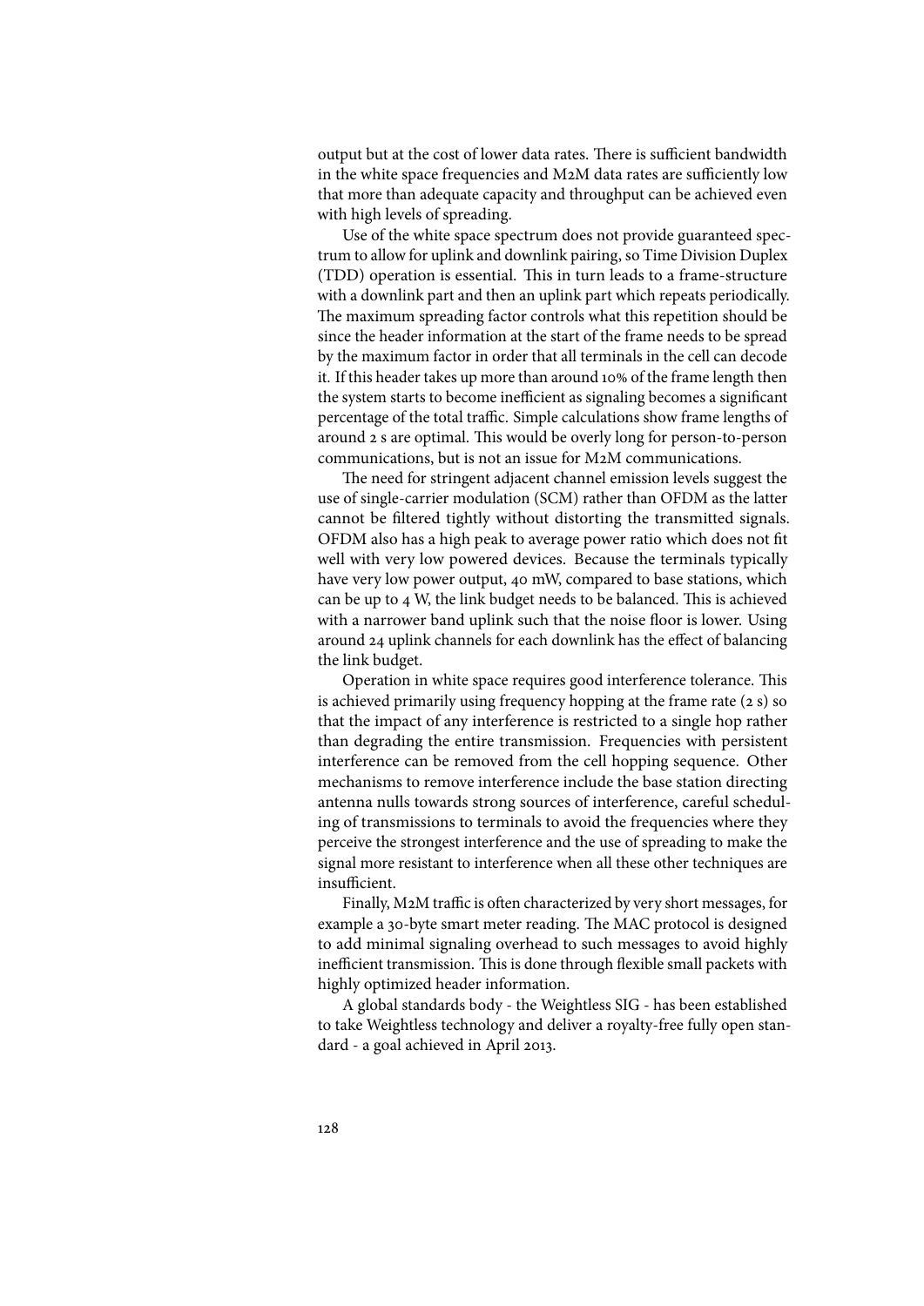output but at the cost of lower data rates. There is sufficient bandwidth in the white space frequencies and M2M data rates are sufficiently low that more than adequate capacity and throughput can be achieved even with high levels of spreading.

Use of the white space spectrum does not provide guaranteed spectrum to allow for uplink and downlink pairing, so Time Division Duplex (TDD) operation is essential. This in turn leads to a frame-structure with a downlink part and then an uplink part which repeats periodically. The maximum spreading factor controls what this repetition should be since the header information at the start of the frame needs to be spread by the maximum factor in order that all terminals in the cell can decode it. If this header takes up more than around 10% of the frame length then the system starts to become inefficient as signaling becomes a significant percentage of the total traffic. Simple calculations show frame lengths of around 2 s are optimal. This would be overly long for person-to-person communications, but is not an issue for M2M communications.

The need for stringent adjacent channel emission levels suggest the use of single-carrier modulation (SCM) rather than OFDM as the latter cannot be filtered tightly without distorting the transmitted signals. OFDM also has a high peak to average power ratio which does not fit well with very low powered devices. Because the terminals typically have very low power output, 40 mW, compared to base stations, which can be up to 4 W, the link budget needs to be balanced. This is achieved with a narrower band uplink such that the noise floor is lower. Using around 24 uplink channels for each downlink has the effect of balancing the link budget.

Operation in white space requires good interference tolerance. This is achieved primarily using frequency hopping at the frame rate (2 s) so that the impact of any interference is restricted to a single hop rather than degrading the entire transmission. Frequencies with persistent interference can be removed from the cell hopping sequence. Other mechanisms to remove interference include the base station directing antenna nulls towards strong sources of interference, careful scheduling of transmissions to terminals to avoid the frequencies where they perceive the strongest interference and the use of spreading to make the signal more resistant to interference when all these other techniques are insufficient.

Finally, M2M traffic is often characterized by very short messages, for example a 30-byte smart meter reading. The MAC protocol is designed to add minimal signaling overhead to such messages to avoid highly inefficient transmission. This is done through flexible small packets with highly optimized header information.

A global standards body - the Weightless SIG - has been established to take Weightless technology and deliver a royalty-free fully open standard - a goal achieved in April 2013.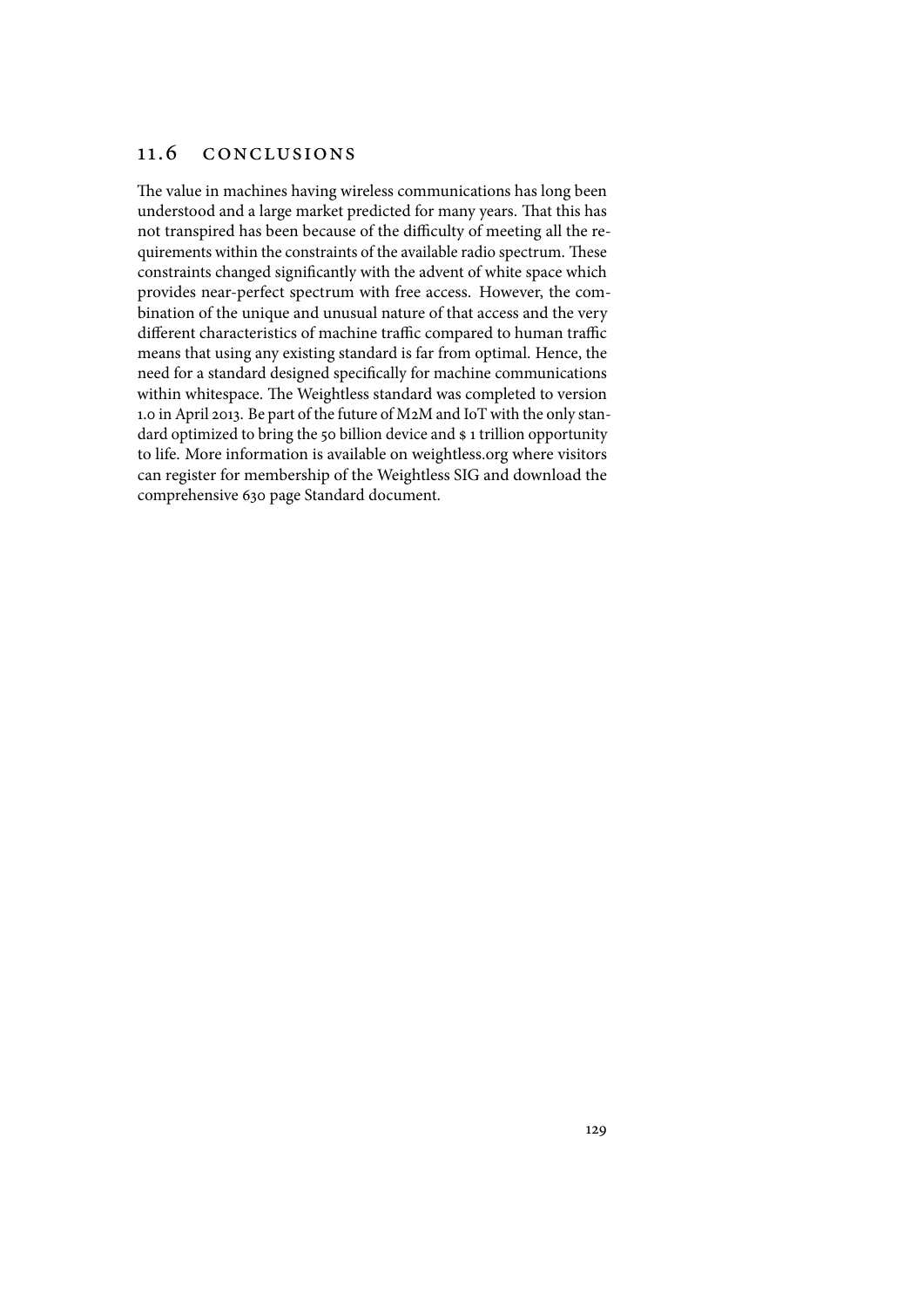## 11.6 CONCLUSIONS

The value in machines having wireless communications has long been understood and a large market predicted for many years. That this has not transpired has been because of the difficulty of meeting all the requirements within the constraints of the available radio spectrum. These constraints changed significantly with the advent of white space which provides near-perfect spectrum with free access. However, the combination of the unique and unusual nature of that access and the very different characteristics of machine traffic compared to human traffic means that using any existing standard is far from optimal. Hence, the need for a standard designed specifically for machine communications within whitespace. The Weightless standard was completed to version 1.0 in April 2013. Be part of the future of M2M and IoT with the only standard optimized to bring the 50 billion device and $ 1 trillion opportunity to life. More information is available on weightless.org where visitors can register for membership of the Weightless SIG and download the comprehensive 630 page Standard document.